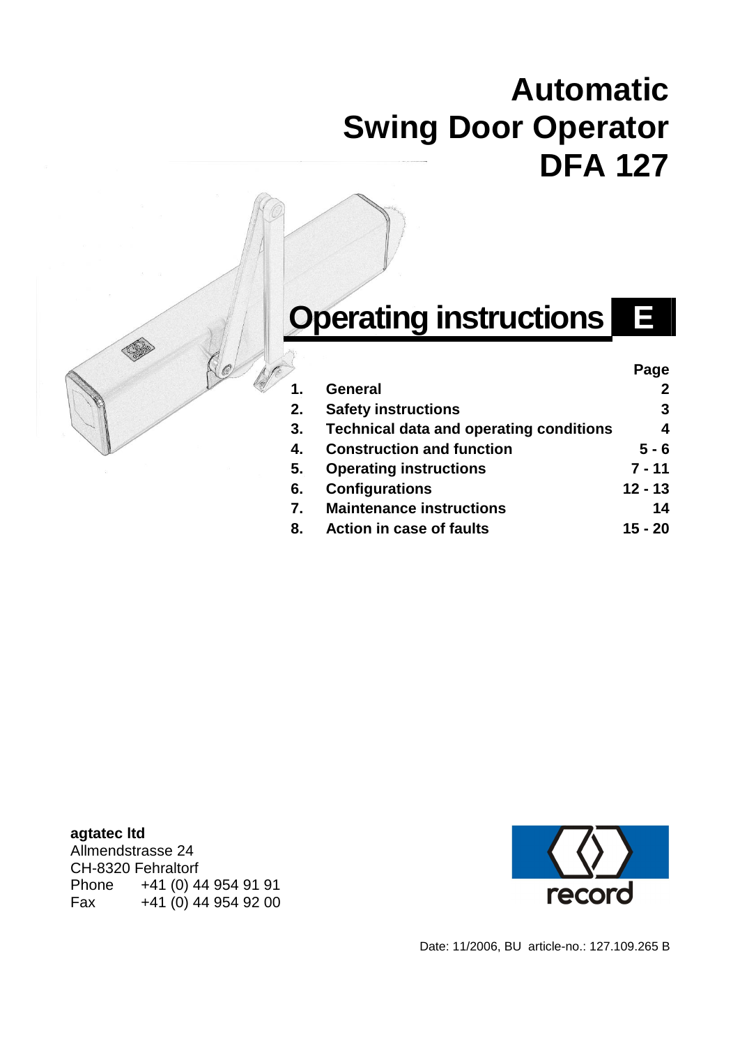# Automatic Swing Door Operator DFA 127

# Operating instructions E

| | | Page |
|---|---|---|
| 1. | General | 2 |
| 2. | Safety instructions | 3 |
| 3. | Technical data and operating conditions | 4 |
| 4. | Construction and function | 5 - 6 |
| 5. | Operating instructions | 7 - 11 |
| 6. | Configurations | 12 - 13 |
| 7. | Maintenance instructions | 14 |
| 8. | Action in case of faults | 15 - 20 |

**agtatec ltd**
Allmendstrasse 24
CH-8320 Fehraltorf
Phone +41 (0) 44 954 91 91
Fax +41 (0) 44 954 92 00

record

Date: 11/2006, BU article-no.: 127.109.265 B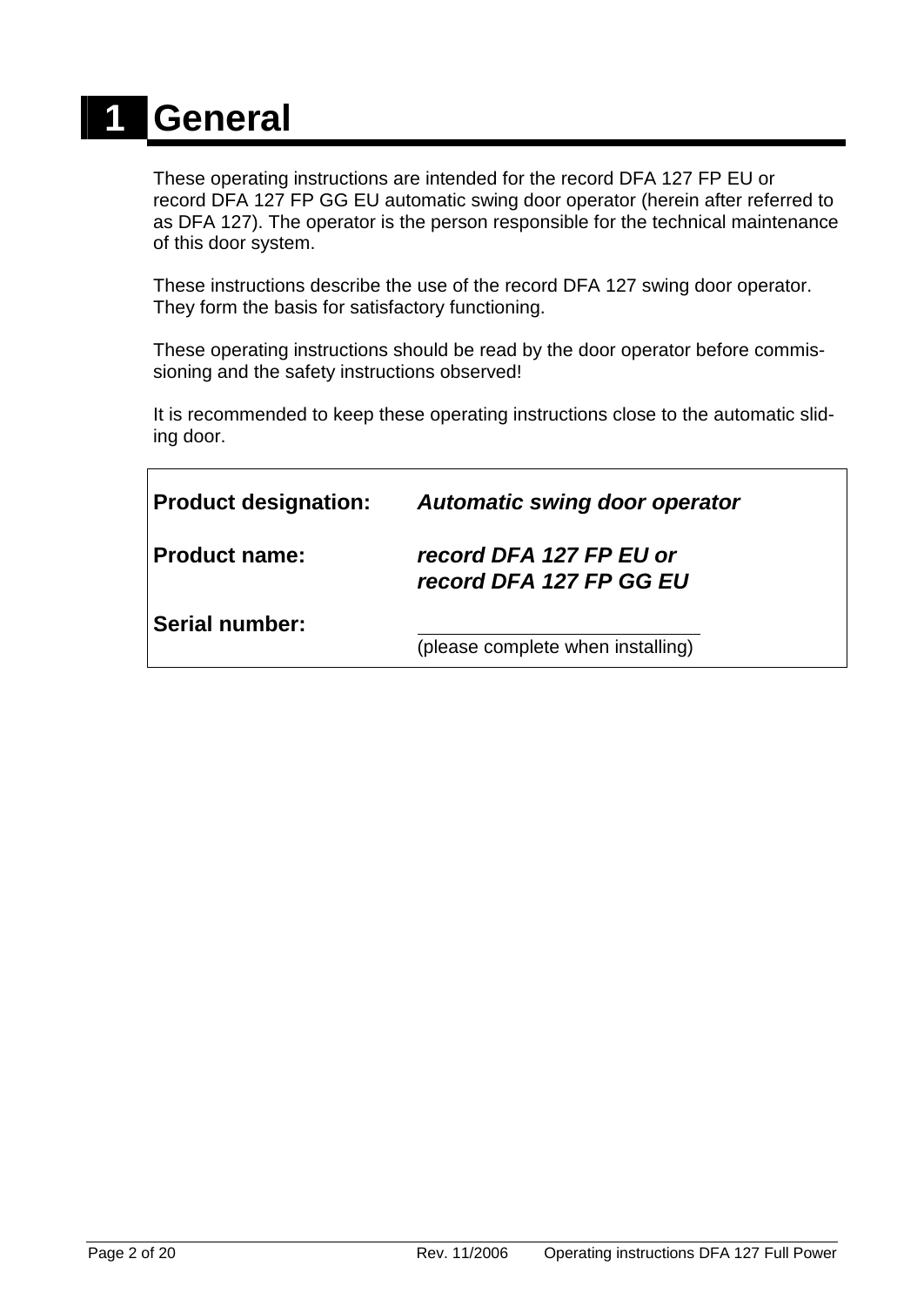# 1 General

These operating instructions are intended for the record DFA 127 FP EU or record DFA 127 FP GG EU automatic swing door operator (herein after referred to as DFA 127). The operator is the person responsible for the technical maintenance of this door system.

These instructions describe the use of the record DFA 127 swing door operator. They form the basis for satisfactory functioning.

These operating instructions should be read by the door operator before commissioning and the safety instructions observed!

It is recommended to keep these operating instructions close to the automatic sliding door.

| | |
|---|---|
| **Product designation:** | ***Automatic swing door operator*** |
| **Product name:** | ***record DFA 127 FP EU or record DFA 127 FP GG EU*** |
| **Serial number:** | ______________________ (please complete when installing) |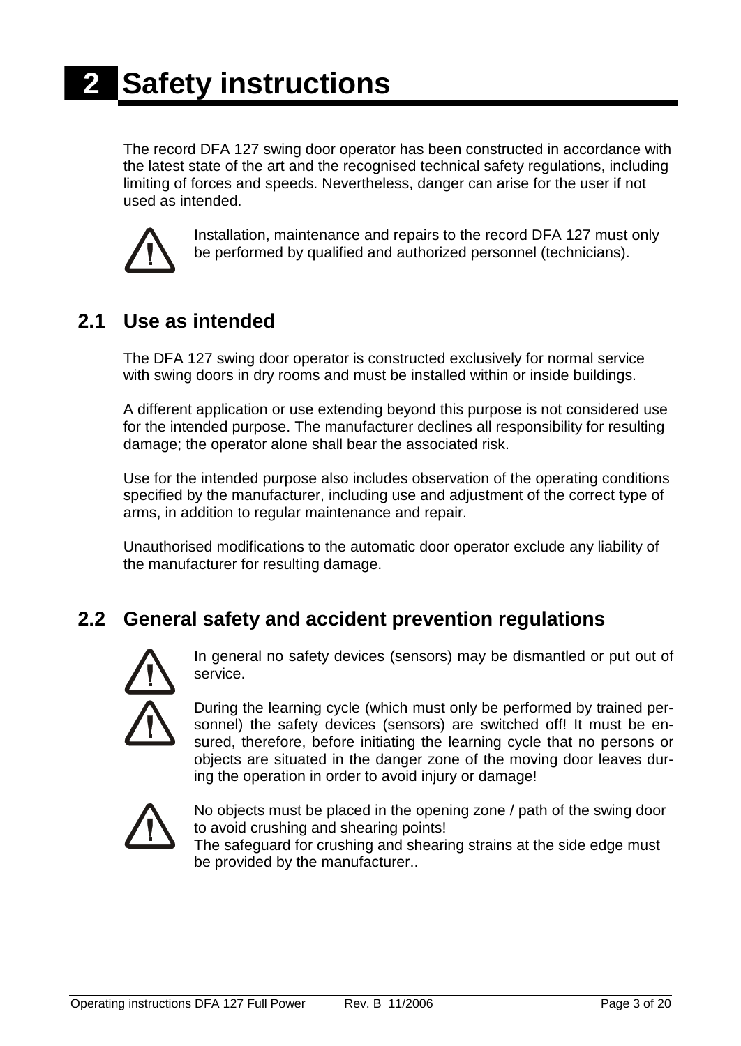# 2 Safety instructions

The record DFA 127 swing door operator has been constructed in accordance with the latest state of the art and the recognised technical safety regulations, including limiting of forces and speeds. Nevertheless, danger can arise for the user if not used as intended.

Installation, maintenance and repairs to the record DFA 127 must only be performed by qualified and authorized personnel (technicians).

## 2.1 Use as intended

The DFA 127 swing door operator is constructed exclusively for normal service with swing doors in dry rooms and must be installed within or inside buildings.

A different application or use extending beyond this purpose is not considered use for the intended purpose. The manufacturer declines all responsibility for resulting damage; the operator alone shall bear the associated risk.

Use for the intended purpose also includes observation of the operating conditions specified by the manufacturer, including use and adjustment of the correct type of arms, in addition to regular maintenance and repair.

Unauthorised modifications to the automatic door operator exclude any liability of the manufacturer for resulting damage.

## 2.2 General safety and accident prevention regulations

In general no safety devices (sensors) may be dismantled or put out of service.

During the learning cycle (which must only be performed by trained personnel) the safety devices (sensors) are switched off! It must be ensured, therefore, before initiating the learning cycle that no persons or objects are situated in the danger zone of the moving door leaves during the operation in order to avoid injury or damage!

No objects must be placed in the opening zone / path of the swing door to avoid crushing and shearing points!
The safeguard for crushing and shearing strains at the side edge must be provided by the manufacturer..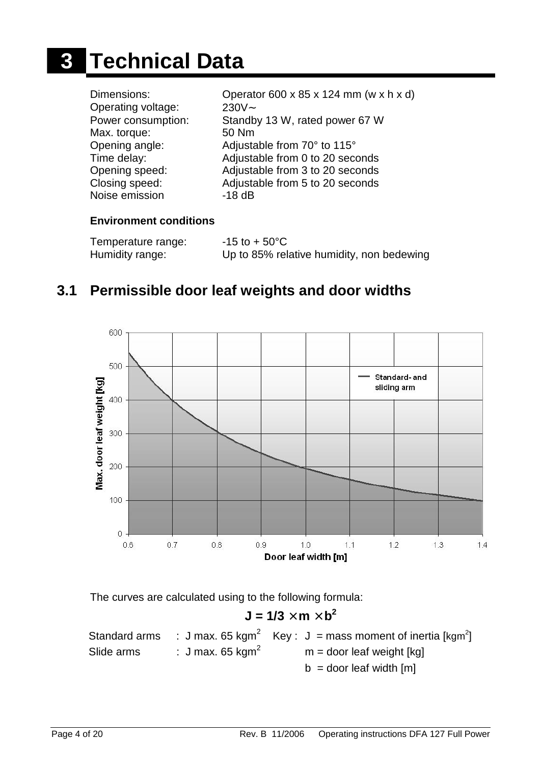# 3 Technical Data

| | |
|---|---|
| Dimensions: | Operator 600 x 85 x 124 mm (w x h x d) |
| Operating voltage: | 230V∼ |
| Power consumption: | Standby 13 W, rated power 67 W |
| Max. torque: | 50 Nm |
| Opening angle: | Adjustable from 70° to 115° |
| Time delay: | Adjustable from 0 to 20 seconds |
| Opening speed: | Adjustable from 3 to 20 seconds |
| Closing speed: | Adjustable from 5 to 20 seconds |
| Noise emission | -18 dB |

**Environment conditions**

| | |
|---|---|
| Temperature range: | -15 to + 50°C |
| Humidity range: | Up to 85% relative humidity, non bedewing |

## 3.1 Permissible door leaf weights and door widths

The curves are calculated using to the following formula:

$$J = 1/3 \times m \times b^2$$

| | | |
|---|---|---|
| Standard arms | : J max. 65 $kgm^2$ | Key : J = mass moment of inertia [$kgm^2$] |
| Slide arms | : J max. 65 $kgm^2$ | m = door leaf weight [kg] |
| | | b = door leaf width [m] |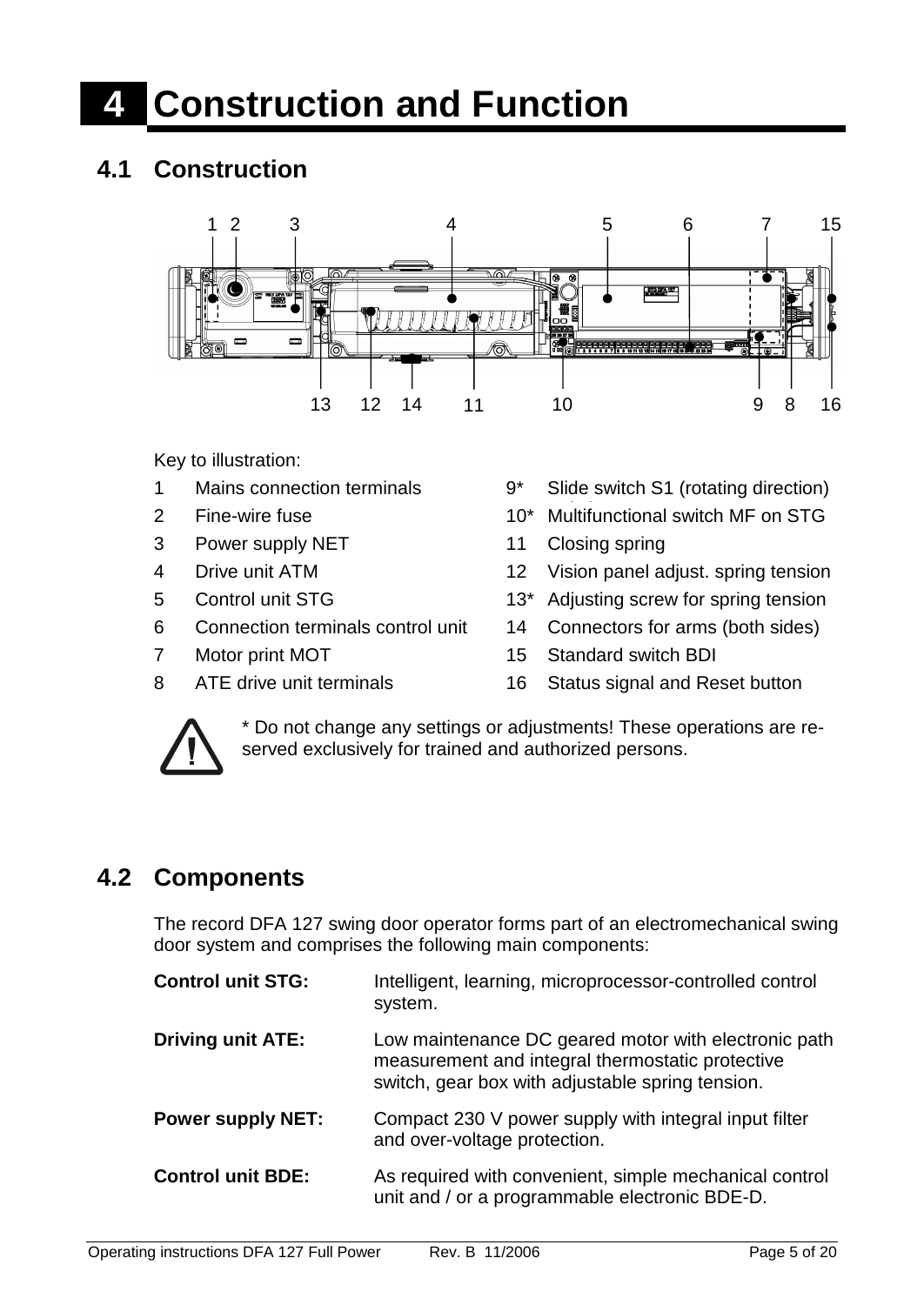# 4 Construction and Function

## 4.1 Construction

Key to illustration:

| | | | |
|---|---|---|---|
| 1 | Mains connection terminals | 9* | Slide switch S1 (rotating direction) |
| 2 | Fine-wire fuse | 10* | Multifunctional switch MF on STG |
| 3 | Power supply NET | 11 | Closing spring |
| 4 | Drive unit ATM | 12 | Vision panel adjust. spring tension |
| 5 | Control unit STG | 13* | Adjusting screw for spring tension |
| 6 | Connection terminals control unit | 14 | Connectors for arms (both sides) |
| 7 | Motor print MOT | 15 | Standard switch BDI |
| 8 | ATE drive unit terminals | 16 | Status signal and Reset button |

* Do not change any settings or adjustments! These operations are reserved exclusively for trained and authorized persons.

## 4.2 Components

The record DFA 127 swing door operator forms part of an electromechanical swing door system and comprises the following main components:

**Control unit STG:** Intelligent, learning, microprocessor-controlled control system.

**Driving unit ATE:** Low maintenance DC geared motor with electronic path measurement and integral thermostatic protective switch, gear box with adjustable spring tension.

**Power supply NET:** Compact 230 V power supply with integral input filter and over-voltage protection.

**Control unit BDE:** As required with convenient, simple mechanical control unit and / or a programmable electronic BDE-D.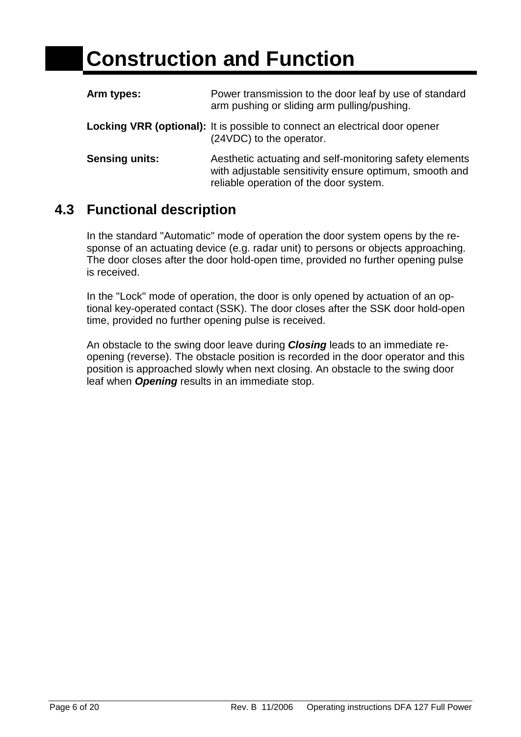# Construction and Function

**Arm types:** Power transmission to the door leaf by use of standard arm pushing or sliding arm pulling/pushing.

**Locking VRR (optional):** It is possible to connect an electrical door opener (24VDC) to the operator.

**Sensing units:** Aesthetic actuating and self-monitoring safety elements with adjustable sensitivity ensure optimum, smooth and reliable operation of the door system.

## 4.3 Functional description

In the standard "Automatic" mode of operation the door system opens by the response of an actuating device (e.g. radar unit) to persons or objects approaching. The door closes after the door hold-open time, provided no further opening pulse is received.

In the "Lock" mode of operation, the door is only opened by actuation of an optional key-operated contact (SSK). The door closes after the SSK door hold-open time, provided no further opening pulse is received.

An obstacle to the swing door leave during ***Closing*** leads to an immediate re-opening (reverse). The obstacle position is recorded in the door operator and this position is approached slowly when next closing. An obstacle to the swing door leaf when ***Opening*** results in an immediate stop.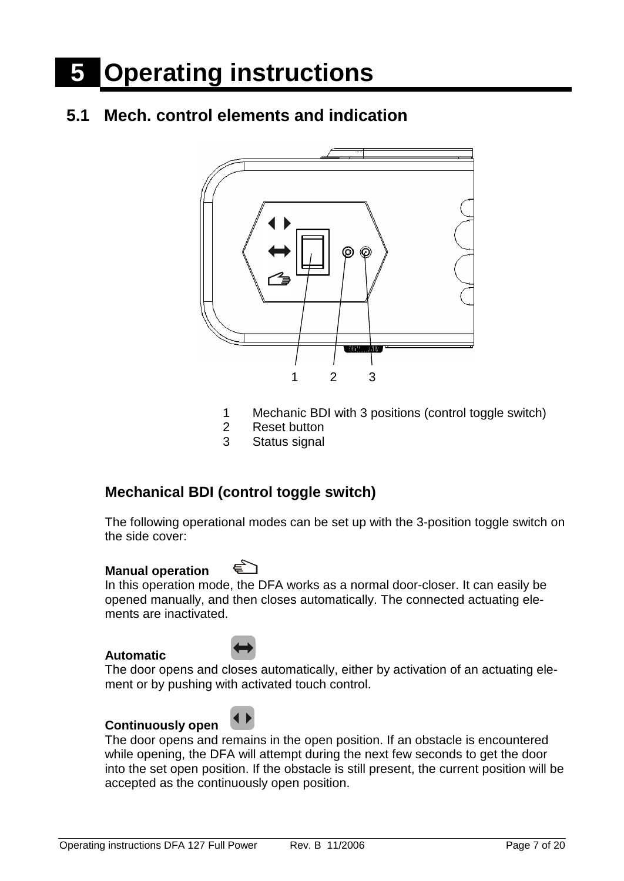# 5 Operating instructions

## 5.1 Mech. control elements and indication

1 Mechanic BDI with 3 positions (control toggle switch)
2 Reset button
3 Status signal

### Mechanical BDI (control toggle switch)

The following operational modes can be set up with the 3-position toggle switch on the side cover:

**Manual operation**
In this operation mode, the DFA works as a normal door-closer. It can easily be opened manually, and then closes automatically. The connected actuating elements are inactivated.

**Automatic**
The door opens and closes automatically, either by activation of an actuating element or by pushing with activated touch control.

**Continuously open**
The door opens and remains in the open position. If an obstacle is encountered while opening, the DFA will attempt during the next few seconds to get the door into the set open position. If the obstacle is still present, the current position will be accepted as the continuously open position.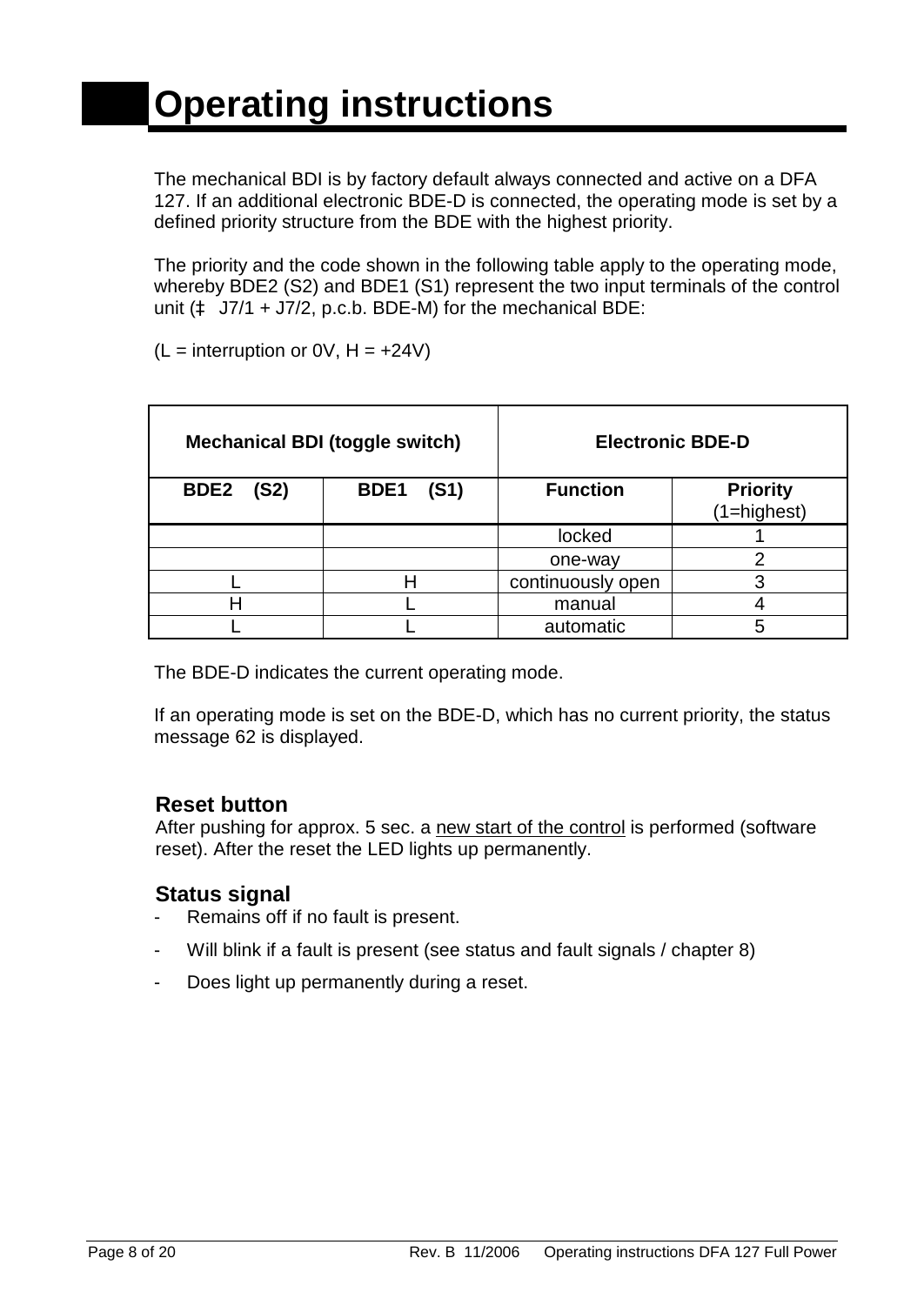# Operating instructions

The mechanical BDI is by factory default always connected and active on a DFA 127. If an additional electronic BDE-D is connected, the operating mode is set by a defined priority structure from the BDE with the highest priority.

The priority and the code shown in the following table apply to the operating mode, whereby BDE2 (S2) and BDE1 (S1) represent the two input terminals of the control unit (‡ J7/1 + J7/2, p.c.b. BDE-M) for the mechanical BDE:

(L = interruption or 0V, H = +24V)

| Mechanical BDI (toggle switch) | | Electronic BDE-D | |
|---|---|---|---|
| **BDE2 (S2)** | **BDE1 (S1)** | **Function** | **Priority** (1=highest) |
| | | locked | 1 |
| | | one-way | 2 |
| L | H | continuously open | 3 |
| H | L | manual | 4 |
| L | L | automatic | 5 |

The BDE-D indicates the current operating mode.

If an operating mode is set on the BDE-D, which has no current priority, the status message 62 is displayed.

### Reset button

After pushing for approx. 5 sec. a new start of the control is performed (software reset). After the reset the LED lights up permanently.

### Status signal

- Remains off if no fault is present.
- Will blink if a fault is present (see status and fault signals / chapter 8)
- Does light up permanently during a reset.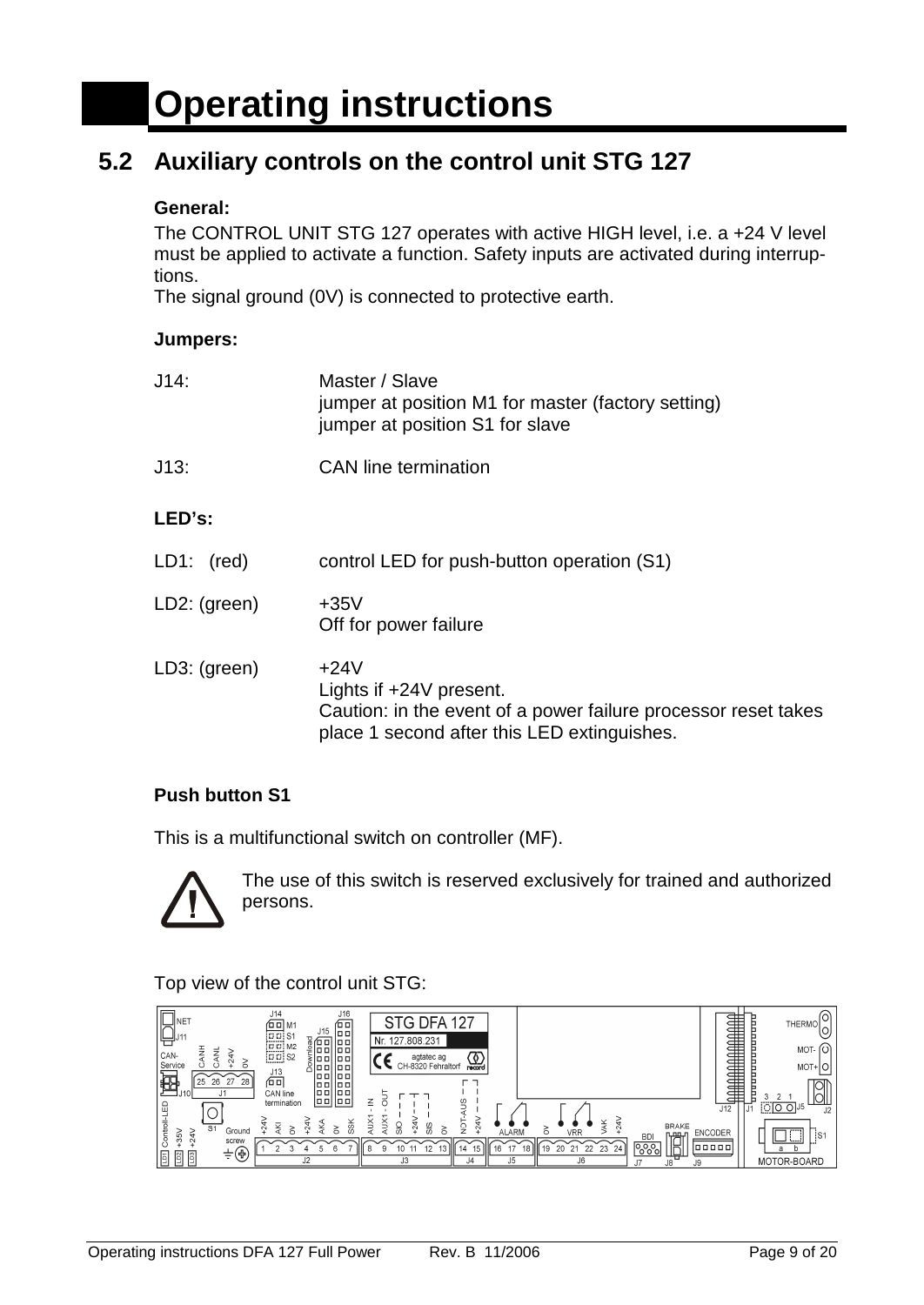# Operating instructions

## 5.2 Auxiliary controls on the control unit STG 127

**General:**

The CONTROL UNIT STG 127 operates with active HIGH level, i.e. a +24 V level must be applied to activate a function. Safety inputs are activated during interruptions.
The signal ground (0V) is connected to protective earth.

**Jumpers:**

| | |
|---|---|
| J14: | Master / Slave<br>jumper at position M1 for master (factory setting)<br>jumper at position S1 for slave |
| J13: | CAN line termination |

**LED's:**

| | |
|---|---|
| LD1: (red) | control LED for push-button operation (S1) |
| LD2: (green) | +35V<br>Off for power failure |
| LD3: (green) | +24V<br>Lights if +24V present.<br>Caution: in the event of a power failure processor reset takes place 1 second after this LED extinguishes. |

**Push button S1**

This is a multifunctional switch on controller (MF).

The use of this switch is reserved exclusively for trained and authorized persons.

Top view of the control unit STG: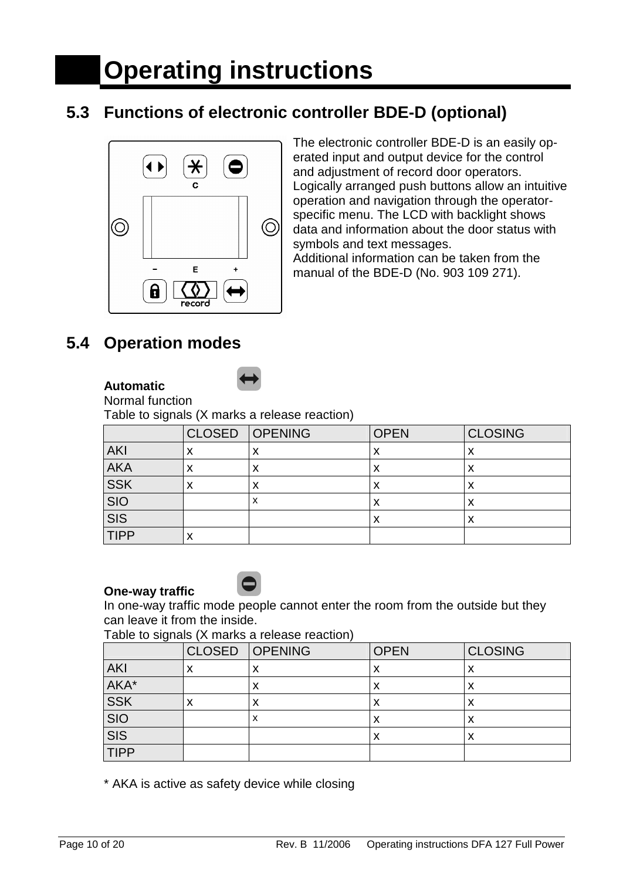# Operating instructions

## 5.3 Functions of electronic controller BDE-D (optional)

The electronic controller BDE-D is an easily operated input and output device for the control and adjustment of record door operators. Logically arranged push buttons allow an intuitive operation and navigation through the operator-specific menu. The LCD with backlight shows data and information about the door status with symbols and text messages.
Additional information can be taken from the manual of the BDE-D (No. 903 109 271).

## 5.4 Operation modes

**Automatic**
Normal function
Table to signals (X marks a release reaction)

| | CLOSED | OPENING | OPEN | CLOSING |
|---|---|---|---|---|
| AKI | x | x | x | x |
| AKA | x | x | x | x |
| SSK | x | x | x | x |
| SIO | | x | x | x |
| SIS | | | x | x |
| TIPP | x | | | |

**One-way traffic**
In one-way traffic mode people cannot enter the room from the outside but they can leave it from the inside.
Table to signals (X marks a release reaction)

| | CLOSED | OPENING | OPEN | CLOSING |
|---|---|---|---|---|
| AKI | x | x | x | x |
| AKA* | | x | x | x |
| SSK | x | x | x | x |
| SIO | | x | x | x |
| SIS | | | x | x |
| TIPP | | | | |

* AKA is active as safety device while closing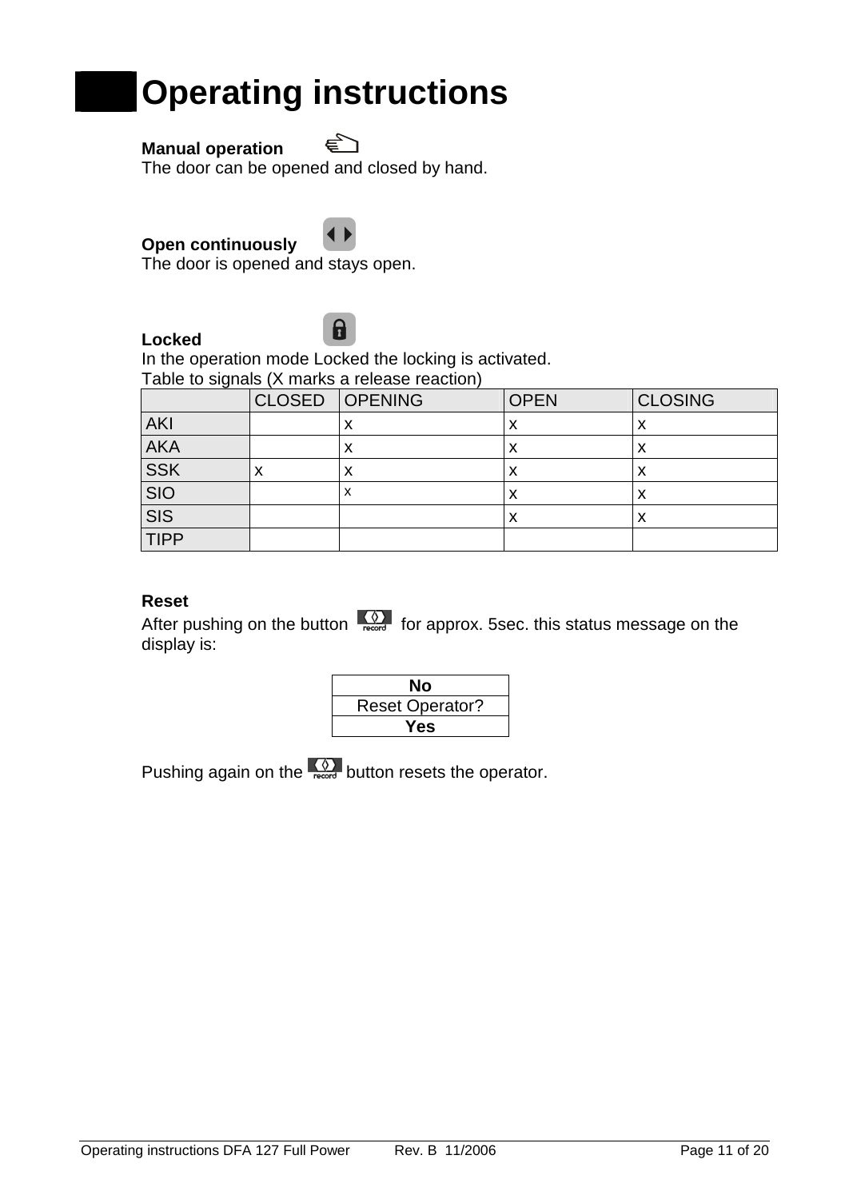# Operating instructions

**Manual operation**

The door can be opened and closed by hand.

**Open continuously**

The door is opened and stays open.

**Locked**

In the operation mode Locked the locking is activated.

Table to signals (X marks a release reaction)

| | CLOSED | OPENING | OPEN | CLOSING |
|---|---|---|---|---|
| AKI | | x | x | x |
| AKA | | x | x | x |
| SSK | x | x | x | x |
| SIO | | x | x | x |
| SIS | | | x | x |
| TIPP | | | | |

**Reset**

After pushing on the button for approx. 5sec. this status message on the display is:

| **No** |
|---|
| Reset Operator? |
| **Yes** |

Pushing again on the button resets the operator.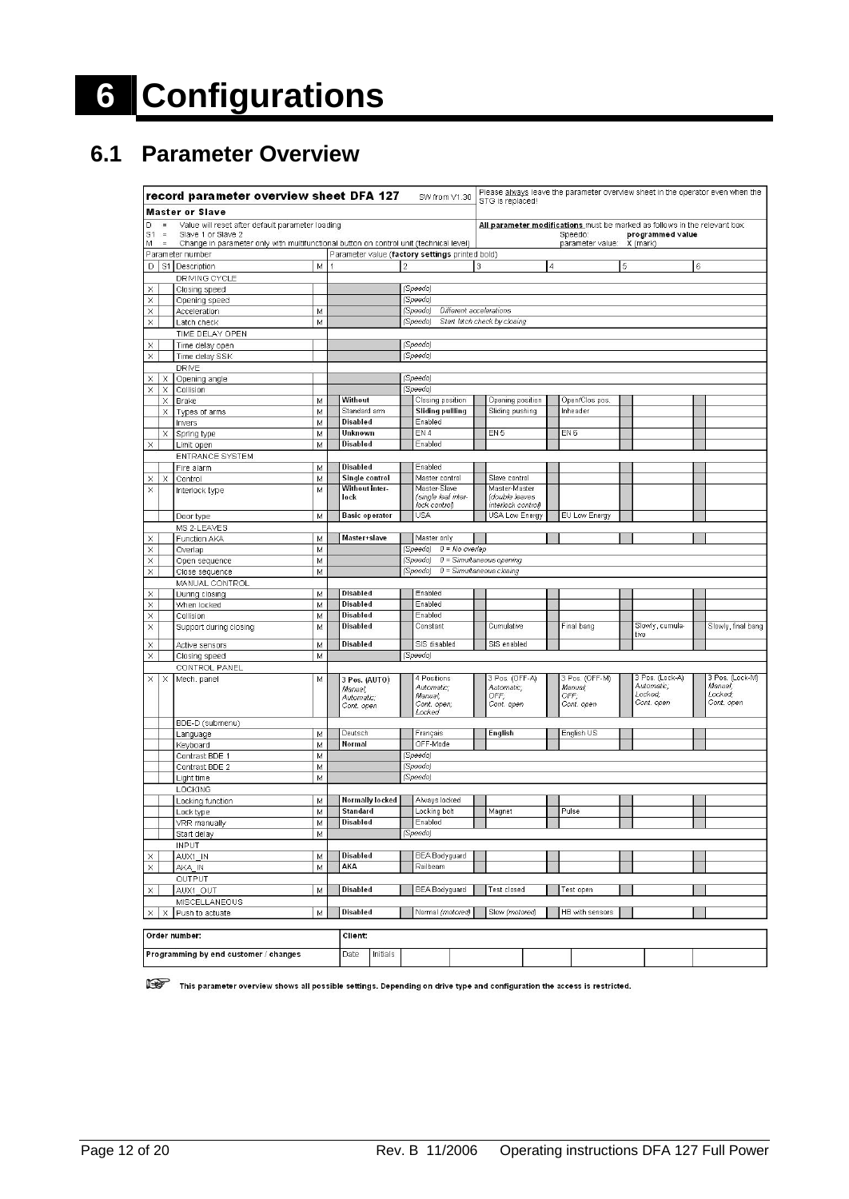# 6 Configurations

## 6.1 Parameter Overview

**record parameter overview sheet DFA 127** SW from V1.30

Please always leave the parameter overview sheet in the operator even when the STG is replaced!

**Master or Slave**

D = Value will reset after default parameter loading
S1 = Slave 1 or Slave 2
M = Change in parameter only with multifunctional button on control unit (technical level)

**All parameter modifications** must be marked as follows in the relevant box:
Speedo: **programmed value**
parameter value: X (mark)

Parameter number — Parameter value (**factory settings printed bold**)

| D | S1 | Description | M | 1 | 2 | 3 | 4 | 5 | 6 |
|---|---|---|---|---|---|---|---|---|---|
| | | DRIVING CYCLE | | | | | | | |
| X | | Closing speed | | | (Speedo) | | | | |
| X | | Opening speed | | | (Speedo) | | | | |
| X | | Acceleration | M | | (Speedo) Different accelerations | | | | |
| X | | Latch check | M | | (Speedo) Start latch check by closing | | | | |
| | | TIME DELAY OPEN | | | | | | | |
| X | | Time delay open | | | (Speedo) | | | | |
| X | | Time delay SSK | | | (Speedo) | | | | |
| | | DRIVE | | | | | | | |
| X | X | Opening angle | | | (Speedo) | | | | |
| X | X | Collision | | | (Speedo) | | | | |
| | X | Brake | M | **Without** | Closing position | Opening position | Open/Clos pos. | | |
| | X | Types of arms | M | Standard arm | **Sliding pulling** | Sliding pushing | Inheader | | |
| | | Invers | M | **Disabled** | Enabled | | | | |
| | X | Spring type | M | **Unknown** | EN 4 | EN 5 | EN 6 | | |
| X | | Limit open | M | **Disabled** | Enabled | | | | |
| | | ENTRANCE SYSTEM | | | | | | | |
| | | Fire alarm | M | **Disabled** | Enabled | | | | |
| X | X | Control | M | **Single control** | Master control | Slave control | | | |
| X | | Interlock type | M | **Without interlock** | Master-Slave (single leaf interlock control) | Master-Master (double leaves interlock control) | | | |
| | | Door type | M | **Basic operator** | USA | USA Low Energy | EU Low Energy | | |
| | | MS 2-LEAVES | | | | | | | |
| X | | Function AKA | M | **Master+slave** | Master only | | | | |
| X | | Overlap | M | | (Speedo) 0 = No overlap | | | | |
| X | | Open sequence | M | | (Speedo) 0 = Simultaneous opening | | | | |
| X | | Close sequence | M | | (Speedo) 0 = Simultaneous closing | | | | |
| | | MANUAL CONTROL | | | | | | | |
| X | | During closing | M | **Disabled** | Enabled | | | | |
| X | | When locked | M | **Disabled** | Enabled | | | | |
| X | | Collision | M | **Disabled** | Enabled | | | | |
| X | | Support during closing | M | **Disabled** | Constant | Cumulative | Final bang | Slowly, cumulative | Slowly, final bang |
| X | | Active sensors | M | **Disabled** | SIS disabled | SIS enabled | | | |
| X | | Closing speed | M | | (Speedo) | | | | |
| | | CONTROL PANEL | | | | | | | |
| X | X | Mech. panel | M | **3 Pos. (AUTO)** Manual; Automatic; Cont. open | 4 Positions Automatic; Manual; Cont. open; Locked | 3 Pos. (OFF-A) Automatic; OFF; Cont. open | 3 Pos. (OFF-M) Manual; OFF; Cont. open | 3 Pos. (Lock-A) Automatic; Locked; Cont. open | 3 Pos. (Lock-M) Manual; Locked; Cont. open |
| | | BDE-D (submenu) | | | | | | | |
| | | Language | M | Deutsch | Français | **English** | English US | | |
| | | Keyboard | M | **Normal** | OFF-Mode | | | | |
| | | Contrast BDE 1 | M | | (Speedo) | | | | |
| | | Contrast BDE 2 | M | | (Speedo) | | | | |
| | | Light time | M | | (Speedo) | | | | |
| | | LOCKING | | | | | | | |
| | | Locking function | M | **Normally locked** | Always locked | | | | |
| | | Lock type | M | **Standard** | Locking bolt | Magnet | Pulse | | |
| | | VRR manually | M | **Disabled** | Enabled | | | | |
| | | Start delay | M | | (Speedo) | | | | |
| | | INPUT | | | | | | | |
| X | | AUX1_IN | M | **Disabled** | BEA Bodyguard | | | | |
| X | | AKA_IN | M | **AKA** | Railbeam | | | | |
| | | OUTPUT | | | | | | | |
| X | | AUX1_OUT | M | **Disabled** | BEA Bodyguard | Test closed | Test open | | |
| | | MISCELLANEOUS | | | | | | | |
| X | X | Push to actuate | M | **Disabled** | Normal (motored) | Slow (motored) | HB with sensors | | |

| Order number: | Client: |
|---|---|
| Programming by end customer / changes | Date / Initials |

☞ This parameter overview shows all possible settings. Depending on drive type and configuration the access is restricted.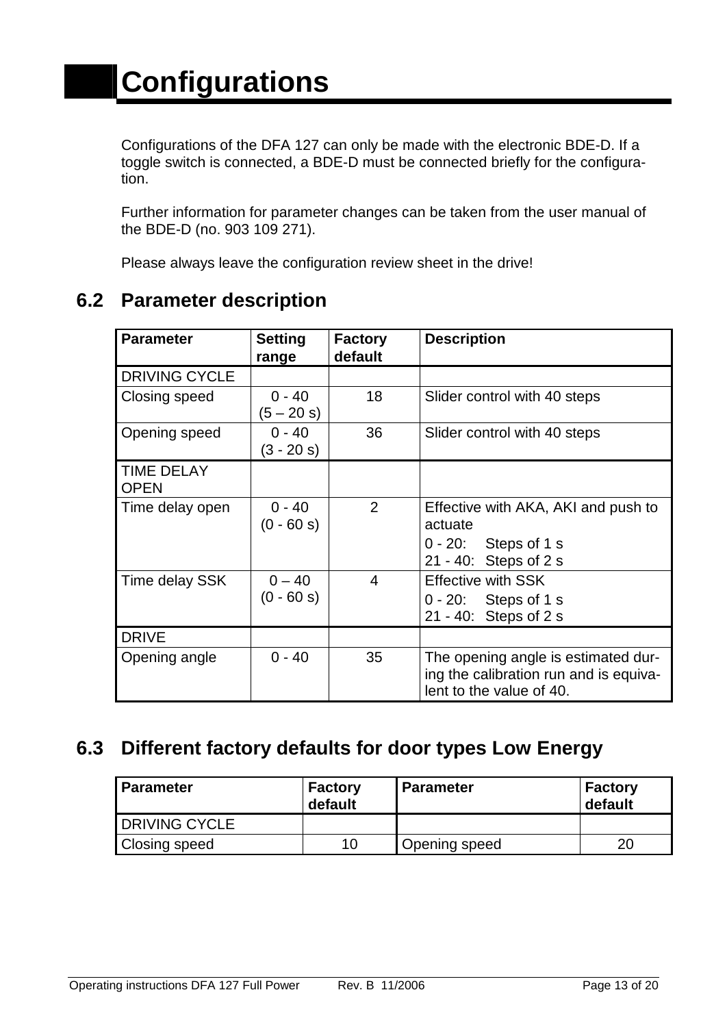# Configurations

Configurations of the DFA 127 can only be made with the electronic BDE-D. If a toggle switch is connected, a BDE-D must be connected briefly for the configuration.

Further information for parameter changes can be taken from the user manual of the BDE-D (no. 903 109 271).

Please always leave the configuration review sheet in the drive!

## 6.2 Parameter description

| Parameter | Setting range | Factory default | Description |
|---|---|---|---|
| DRIVING CYCLE | | | |
| Closing speed | 0 - 40 (5 – 20 s) | 18 | Slider control with 40 steps |
| Opening speed | 0 - 40 (3 - 20 s) | 36 | Slider control with 40 steps |
| TIME DELAY OPEN | | | |
| Time delay open | 0 - 40 (0 - 60 s) | 2 | Effective with AKA, AKI and push to actuate<br>0 - 20: Steps of 1 s<br>21 - 40: Steps of 2 s |
| Time delay SSK | 0 – 40 (0 - 60 s) | 4 | Effective with SSK<br>0 - 20: Steps of 1 s<br>21 - 40: Steps of 2 s |
| DRIVE | | | |
| Opening angle | 0 - 40 | 35 | The opening angle is estimated during the calibration run and is equivalent to the value of 40. |

## 6.3 Different factory defaults for door types Low Energy

| Parameter | Factory default | Parameter | Factory default |
|---|---|---|---|
| DRIVING CYCLE | | | |
| Closing speed | 10 | Opening speed | 20 |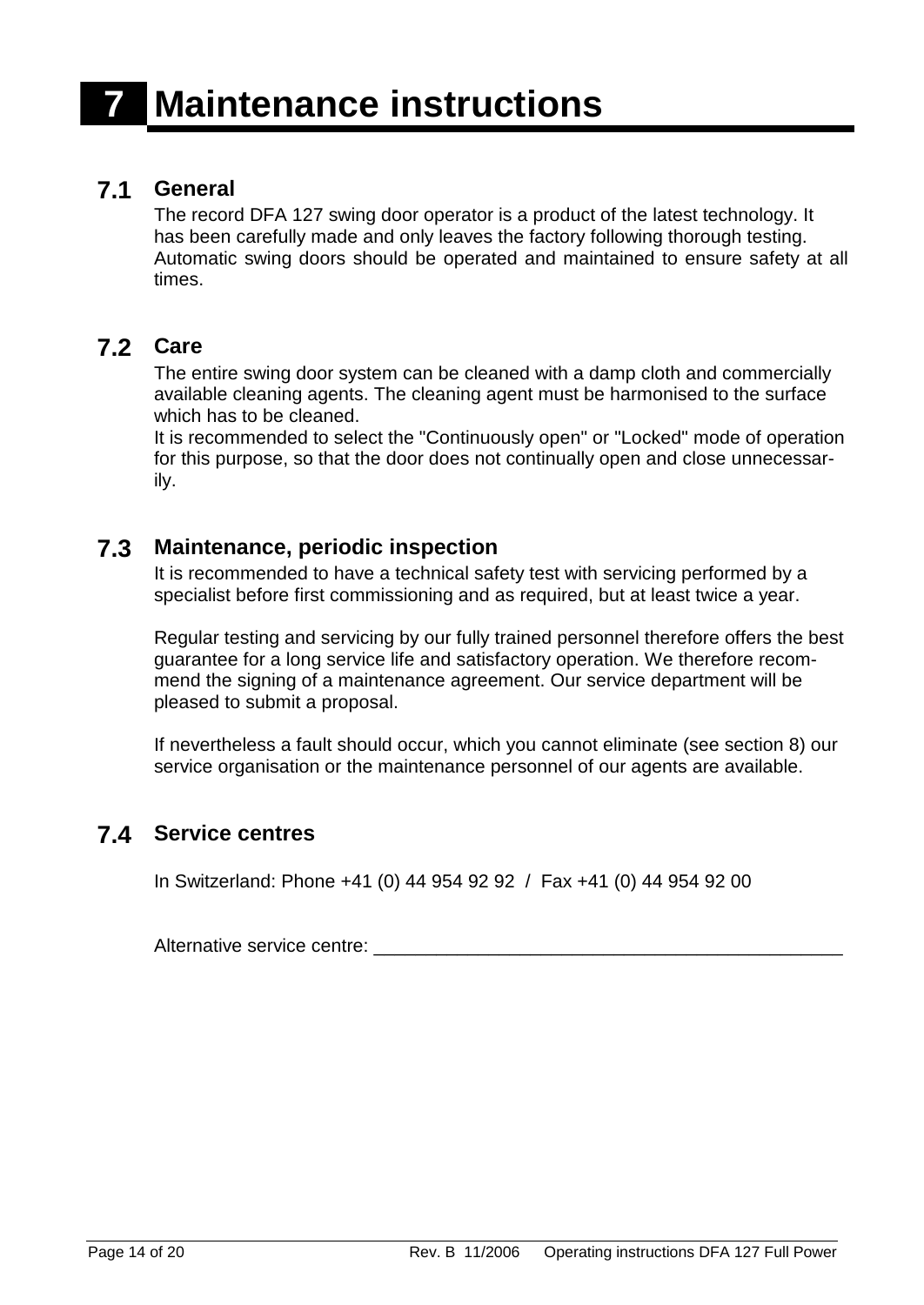# 7 Maintenance instructions

## 7.1 General

The record DFA 127 swing door operator is a product of the latest technology. It has been carefully made and only leaves the factory following thorough testing. Automatic swing doors should be operated and maintained to ensure safety at all times.

## 7.2 Care

The entire swing door system can be cleaned with a damp cloth and commercially available cleaning agents. The cleaning agent must be harmonised to the surface which has to be cleaned.
It is recommended to select the "Continuously open" or "Locked" mode of operation for this purpose, so that the door does not continually open and close unnecessarily.

## 7.3 Maintenance, periodic inspection

It is recommended to have a technical safety test with servicing performed by a specialist before first commissioning and as required, but at least twice a year.

Regular testing and servicing by our fully trained personnel therefore offers the best guarantee for a long service life and satisfactory operation. We therefore recommend the signing of a maintenance agreement. Our service department will be pleased to submit a proposal.

If nevertheless a fault should occur, which you cannot eliminate (see section 8) our service organisation or the maintenance personnel of our agents are available.

## 7.4 Service centres

In Switzerland: Phone +41 (0) 44 954 92 92 / Fax +41 (0) 44 954 92 00

Alternative service centre: _______________________________________________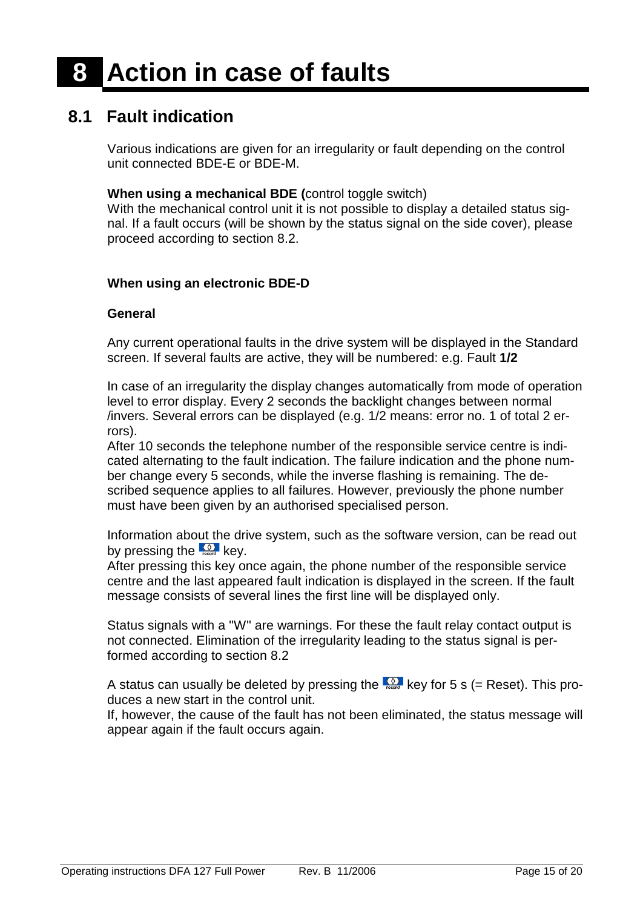# 8 Action in case of faults

## 8.1 Fault indication

Various indications are given for an irregularity or fault depending on the control unit connected BDE-E or BDE-M.

**When using a mechanical BDE (**control toggle switch)
With the mechanical control unit it is not possible to display a detailed status signal. If a fault occurs (will be shown by the status signal on the side cover), please proceed according to section 8.2.

**When using an electronic BDE-D**

**General**

Any current operational faults in the drive system will be displayed in the Standard screen. If several faults are active, they will be numbered: e.g. Fault **1/2**

In case of an irregularity the display changes automatically from mode of operation level to error display. Every 2 seconds the backlight changes between normal /invers. Several errors can be displayed (e.g. 1/2 means: error no. 1 of total 2 errors).
After 10 seconds the telephone number of the responsible service centre is indicated alternating to the fault indication. The failure indication and the phone number change every 5 seconds, while the inverse flashing is remaining. The described sequence applies to all failures. However, previously the phone number must have been given by an authorised specialised person.

Information about the drive system, such as the software version, can be read out by pressing the record key.
After pressing this key once again, the phone number of the responsible service centre and the last appeared fault indication is displayed in the screen. If the fault message consists of several lines the first line will be displayed only.

Status signals with a "W" are warnings. For these the fault relay contact output is not connected. Elimination of the irregularity leading to the status signal is performed according to section 8.2

A status can usually be deleted by pressing the record key for 5 s (= Reset). This produces a new start in the control unit.
If, however, the cause of the fault has not been eliminated, the status message will appear again if the fault occurs again.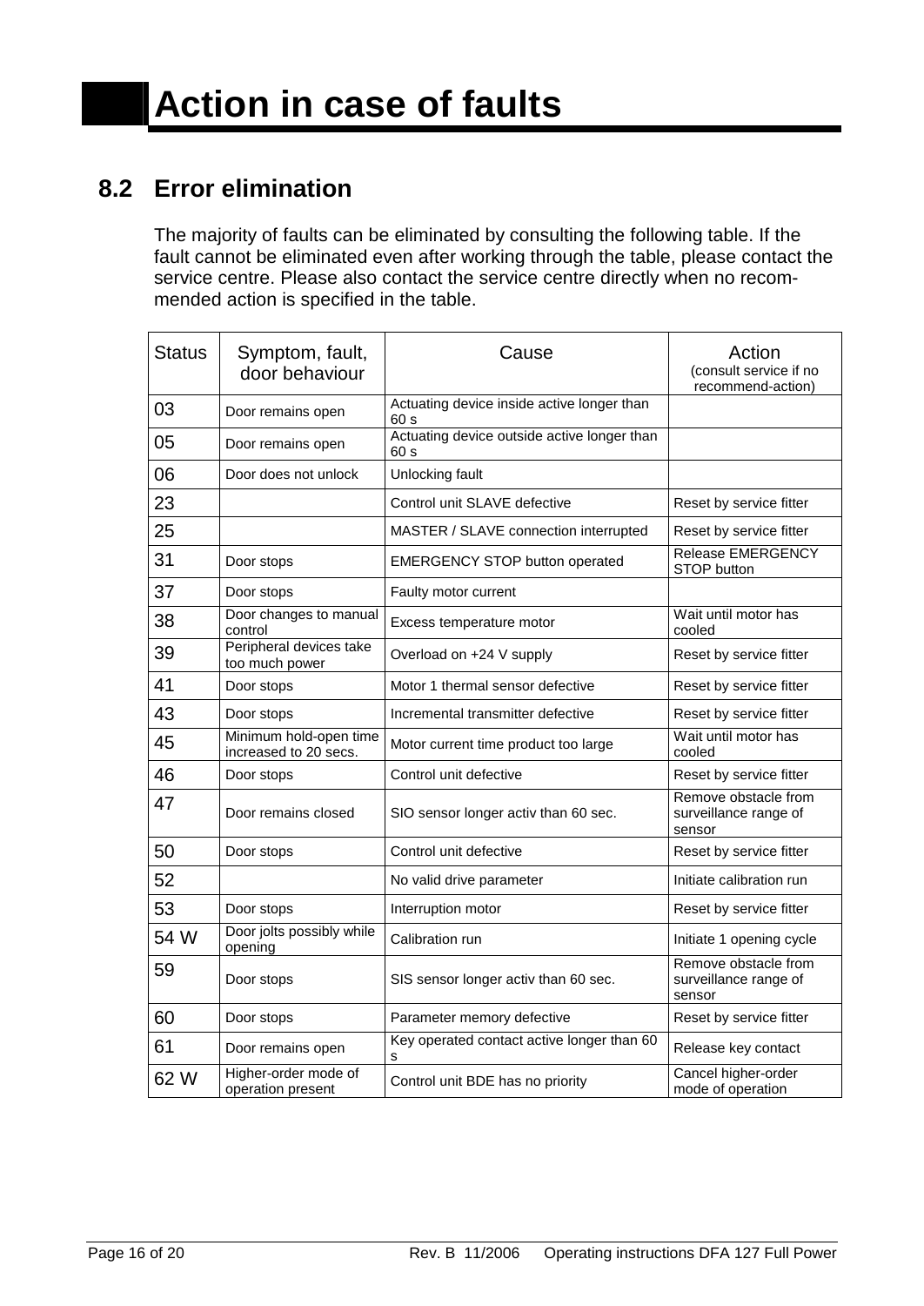# Action in case of faults

## 8.2 Error elimination

The majority of faults can be eliminated by consulting the following table. If the fault cannot be eliminated even after working through the table, please contact the service centre. Please also contact the service centre directly when no recommended action is specified in the table.

| Status | Symptom, fault, door behaviour | Cause | Action (consult service if no recommend-action) |
|---|---|---|---|
| 03 | Door remains open | Actuating device inside active longer than 60 s | |
| 05 | Door remains open | Actuating device outside active longer than 60 s | |
| 06 | Door does not unlock | Unlocking fault | |
| 23 | | Control unit SLAVE defective | Reset by service fitter |
| 25 | | MASTER / SLAVE connection interrupted | Reset by service fitter |
| 31 | Door stops | EMERGENCY STOP button operated | Release EMERGENCY STOP button |
| 37 | Door stops | Faulty motor current | |
| 38 | Door changes to manual control | Excess temperature motor | Wait until motor has cooled |
| 39 | Peripheral devices take too much power | Overload on +24 V supply | Reset by service fitter |
| 41 | Door stops | Motor 1 thermal sensor defective | Reset by service fitter |
| 43 | Door stops | Incremental transmitter defective | Reset by service fitter |
| 45 | Minimum hold-open time increased to 20 secs. | Motor current time product too large | Wait until motor has cooled |
| 46 | Door stops | Control unit defective | Reset by service fitter |
| 47 | Door remains closed | SIO sensor longer activ than 60 sec. | Remove obstacle from surveillance range of sensor |
| 50 | Door stops | Control unit defective | Reset by service fitter |
| 52 | | No valid drive parameter | Initiate calibration run |
| 53 | Door stops | Interruption motor | Reset by service fitter |
| 54 W | Door jolts possibly while opening | Calibration run | Initiate 1 opening cycle |
| 59 | Door stops | SIS sensor longer activ than 60 sec. | Remove obstacle from surveillance range of sensor |
| 60 | Door stops | Parameter memory defective | Reset by service fitter |
| 61 | Door remains open | Key operated contact active longer than 60 s | Release key contact |
| 62 W | Higher-order mode of operation present | Control unit BDE has no priority | Cancel higher-order mode of operation |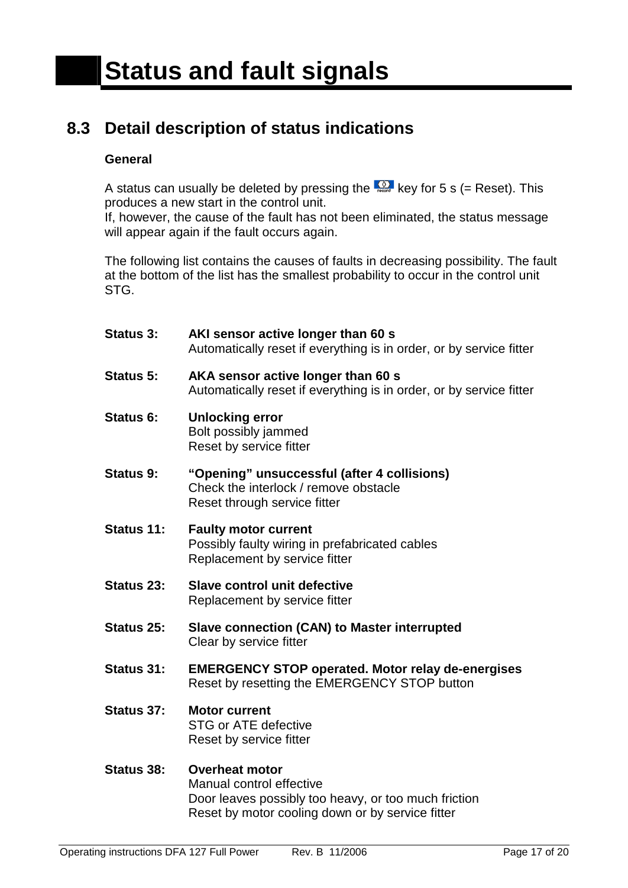# Status and fault signals

## 8.3 Detail description of status indications

**General**

A status can usually be deleted by pressing the key for 5 s (= Reset). This produces a new start in the control unit.
If, however, the cause of the fault has not been eliminated, the status message will appear again if the fault occurs again.

The following list contains the causes of faults in decreasing possibility. The fault at the bottom of the list has the smallest probability to occur in the control unit STG.

**Status 3:** **AKI sensor active longer than 60 s**
Automatically reset if everything is in order, or by service fitter

**Status 5:** **AKA sensor active longer than 60 s**
Automatically reset if everything is in order, or by service fitter

**Status 6:** **Unlocking error**
Bolt possibly jammed
Reset by service fitter

**Status 9:** **"Opening" unsuccessful (after 4 collisions)**
Check the interlock / remove obstacle
Reset through service fitter

**Status 11:** **Faulty motor current**
Possibly faulty wiring in prefabricated cables
Replacement by service fitter

**Status 23:** **Slave control unit defective**
Replacement by service fitter

**Status 25:** **Slave connection (CAN) to Master interrupted**
Clear by service fitter

**Status 31:** **EMERGENCY STOP operated. Motor relay de-energises**
Reset by resetting the EMERGENCY STOP button

**Status 37:** **Motor current**
STG or ATE defective
Reset by service fitter

**Status 38:** **Overheat motor**
Manual control effective
Door leaves possibly too heavy, or too much friction
Reset by motor cooling down or by service fitter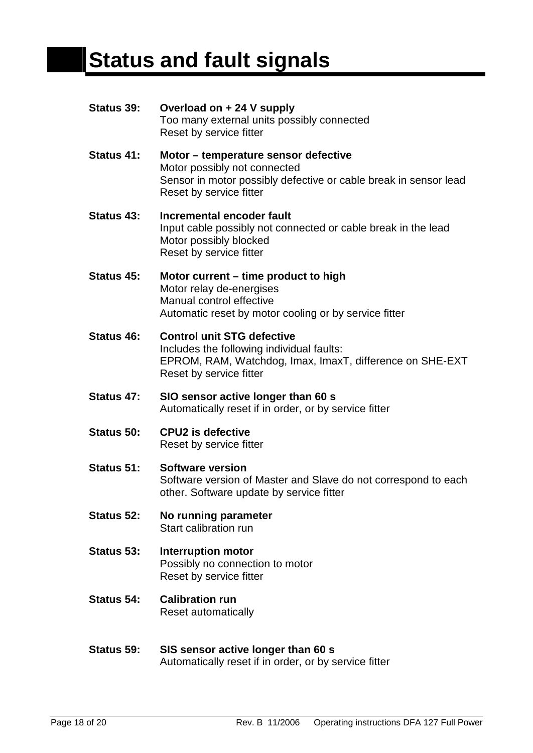# Status and fault signals

**Status 39:** **Overload on + 24 V supply**
Too many external units possibly connected
Reset by service fitter

**Status 41:** **Motor – temperature sensor defective**
Motor possibly not connected
Sensor in motor possibly defective or cable break in sensor lead
Reset by service fitter

**Status 43:** **Incremental encoder fault**
Input cable possibly not connected or cable break in the lead
Motor possibly blocked
Reset by service fitter

**Status 45:** **Motor current – time product to high**
Motor relay de-energises
Manual control effective
Automatic reset by motor cooling or by service fitter

**Status 46:** **Control unit STG defective**
Includes the following individual faults:
EPROM, RAM, Watchdog, Imax, ImaxT, difference on SHE-EXT
Reset by service fitter

**Status 47:** **SIO sensor active longer than 60 s**
Automatically reset if in order, or by service fitter

**Status 50:** **CPU2 is defective**
Reset by service fitter

**Status 51:** **Software version**
Software version of Master and Slave do not correspond to each other. Software update by service fitter

**Status 52:** **No running parameter**
Start calibration run

**Status 53:** **Interruption motor**
Possibly no connection to motor
Reset by service fitter

**Status 54:** **Calibration run**
Reset automatically

**Status 59:** **SIS sensor active longer than 60 s**
Automatically reset if in order, or by service fitter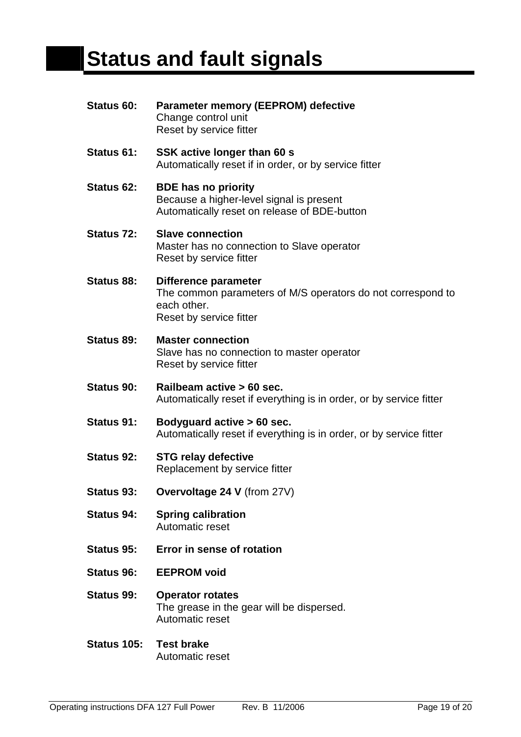# Status and fault signals

**Status 60:** **Parameter memory (EEPROM) defective**
Change control unit
Reset by service fitter

**Status 61:** **SSK active longer than 60 s**
Automatically reset if in order, or by service fitter

**Status 62:** **BDE has no priority**
Because a higher-level signal is present
Automatically reset on release of BDE-button

**Status 72:** **Slave connection**
Master has no connection to Slave operator
Reset by service fitter

**Status 88:** **Difference parameter**
The common parameters of M/S operators do not correspond to each other.
Reset by service fitter

**Status 89:** **Master connection**
Slave has no connection to master operator
Reset by service fitter

**Status 90:** **Railbeam active > 60 sec.**
Automatically reset if everything is in order, or by service fitter

**Status 91:** **Bodyguard active > 60 sec.**
Automatically reset if everything is in order, or by service fitter

**Status 92:** **STG relay defective**
Replacement by service fitter

**Status 93:** **Overvoltage 24 V** (from 27V)

**Status 94:** **Spring calibration**
Automatic reset

**Status 95:** **Error in sense of rotation**

**Status 96:** **EEPROM void**

**Status 99:** **Operator rotates**
The grease in the gear will be dispersed.
Automatic reset

**Status 105:** **Test brake**
Automatic reset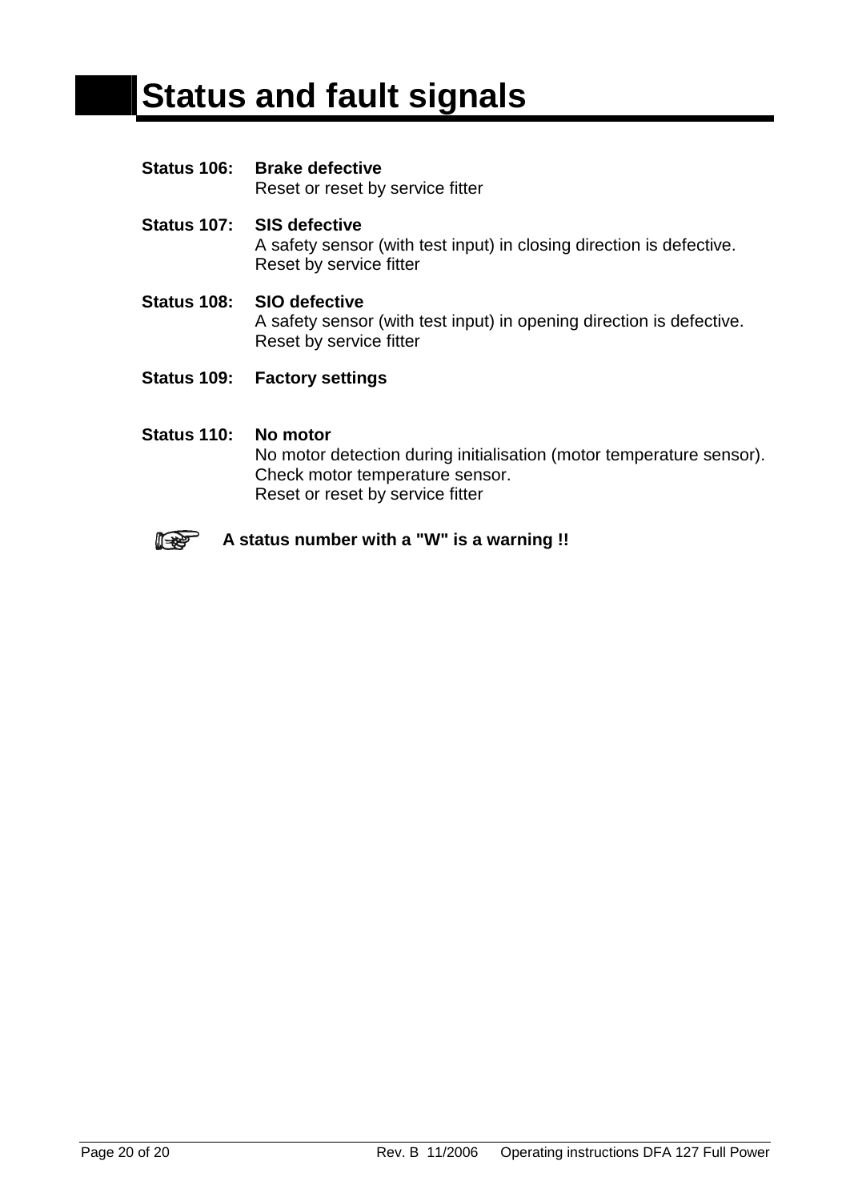# Status and fault signals

**Status 106:** **Brake defective**
Reset or reset by service fitter

**Status 107:** **SIS defective**
A safety sensor (with test input) in closing direction is defective.
Reset by service fitter

**Status 108:** **SIO defective**
A safety sensor (with test input) in opening direction is defective.
Reset by service fitter

**Status 109:** **Factory settings**

**Status 110:** **No motor**
No motor detection during initialisation (motor temperature sensor).
Check motor temperature sensor.
Reset or reset by service fitter

☞ **A status number with a "W" is a warning !!**